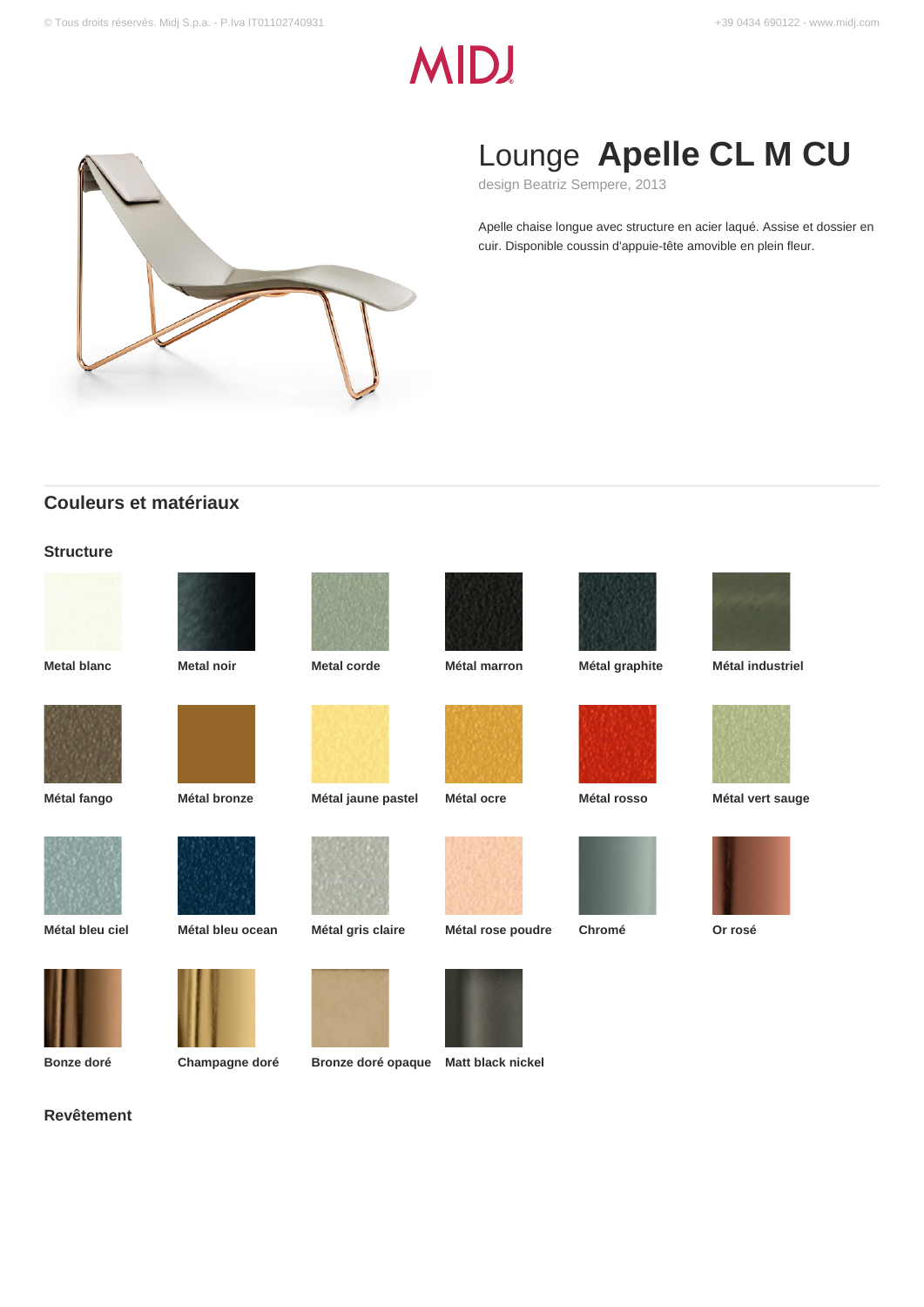# Lounge **Apelle CL M CU**

design Beatriz Sempere, 2013

Apelle chaise longue avec structure en acier laqué. Assise et dossier en cuir. Disponible coussin d'appuie-tête amovible en plein fleur.

## Couleurs et matériaux

### Structure

**Metal blanc**

**Metal noir**

**Metal corde**

**Métal marron**

**Métal graphite**

**Métal industriel**

**Métal fango**

**Métal bronze**

**Métal jaune pastel**

**Métal ocre**

**Métal rosso**

**Métal vert sauge**

**Métal bleu ciel**

**Métal bleu ocean**

**Métal gris claire**

**Métal rose poudre**

**Chromé**

**Or rosé**

**Bonze doré**

**Champagne doré**

**Bronze doré opaque**

**Matt black nickel**

### Revêtement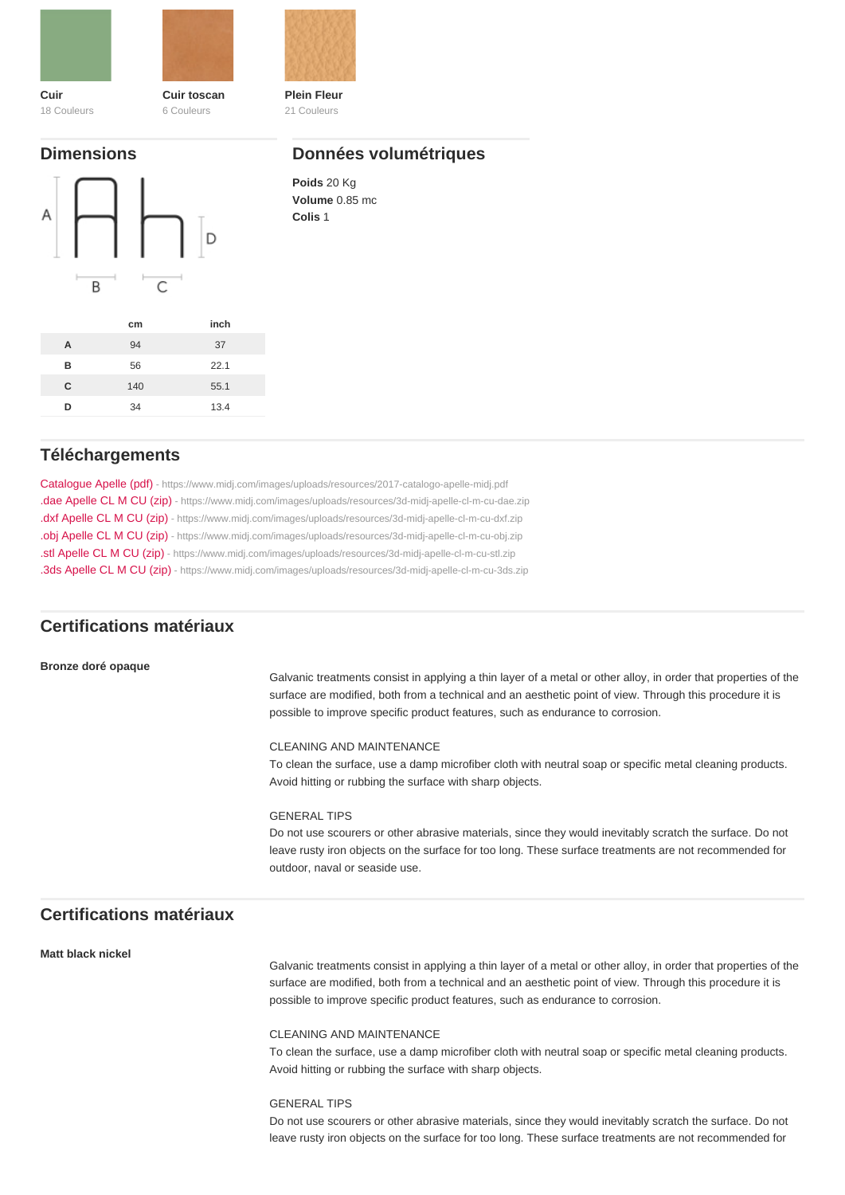**Cuir**
18 Couleurs

**Cuir toscan**
6 Couleurs

**Plein Fleur**
21 Couleurs

## Dimensions

A B C D

| | cm | inch |
|---|---|---|
| A | 94 | 37 |
| B | 56 | 22.1 |
| C | 140 | 55.1 |
| D | 34 | 13.4 |

## Données volumétriques

**Poids** 20 Kg
**Volume** 0.85 mc
**Colis** 1

## Téléchargements

Catalogue Apelle (pdf) - https://www.midj.com/images/uploads/resources/2017-catalogo-apelle-midj.pdf
.dae Apelle CL M CU (zip) - https://www.midj.com/images/uploads/resources/3d-midj-apelle-cl-m-cu-dae.zip
.dxf Apelle CL M CU (zip) - https://www.midj.com/images/uploads/resources/3d-midj-apelle-cl-m-cu-dxf.zip
.obj Apelle CL M CU (zip) - https://www.midj.com/images/uploads/resources/3d-midj-apelle-cl-m-cu-obj.zip
.stl Apelle CL M CU (zip) - https://www.midj.com/images/uploads/resources/3d-midj-apelle-cl-m-cu-stl.zip
.3ds Apelle CL M CU (zip) - https://www.midj.com/images/uploads/resources/3d-midj-apelle-cl-m-cu-3ds.zip

## Certifications matériaux

**Bronze doré opaque**

Galvanic treatments consist in applying a thin layer of a metal or other alloy, in order that properties of the surface are modified, both from a technical and an aesthetic point of view. Through this procedure it is possible to improve specific product features, such as endurance to corrosion.

CLEANING AND MAINTENANCE
To clean the surface, use a damp microfiber cloth with neutral soap or specific metal cleaning products. Avoid hitting or rubbing the surface with sharp objects.

GENERAL TIPS
Do not use scourers or other abrasive materials, since they would inevitably scratch the surface. Do not leave rusty iron objects on the surface for too long. These surface treatments are not recommended for outdoor, naval or seaside use.

## Certifications matériaux

**Matt black nickel**

Galvanic treatments consist in applying a thin layer of a metal or other alloy, in order that properties of the surface are modified, both from a technical and an aesthetic point of view. Through this procedure it is possible to improve specific product features, such as endurance to corrosion.

CLEANING AND MAINTENANCE
To clean the surface, use a damp microfiber cloth with neutral soap or specific metal cleaning products. Avoid hitting or rubbing the surface with sharp objects.

GENERAL TIPS
Do not use scourers or other abrasive materials, since they would inevitably scratch the surface. Do not leave rusty iron objects on the surface for too long. These surface treatments are not recommended for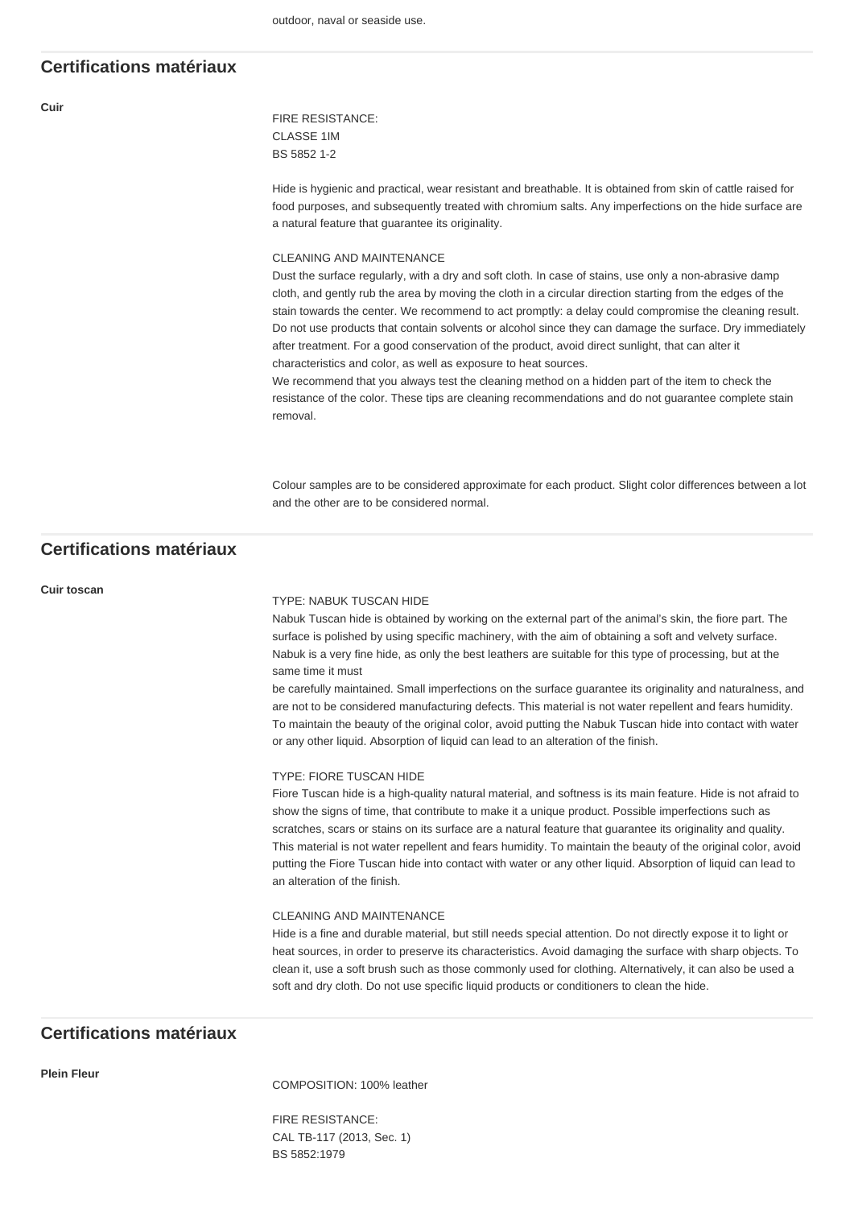outdoor, naval or seaside use.

## Certifications matériaux

**Cuir**

FIRE RESISTANCE:
CLASSE 1IM
BS 5852 1-2

Hide is hygienic and practical, wear resistant and breathable. It is obtained from skin of cattle raised for food purposes, and subsequently treated with chromium salts. Any imperfections on the hide surface are a natural feature that guarantee its originality.

CLEANING AND MAINTENANCE
Dust the surface regularly, with a dry and soft cloth. In case of stains, use only a non-abrasive damp cloth, and gently rub the area by moving the cloth in a circular direction starting from the edges of the stain towards the center. We recommend to act promptly: a delay could compromise the cleaning result. Do not use products that contain solvents or alcohol since they can damage the surface. Dry immediately after treatment. For a good conservation of the product, avoid direct sunlight, that can alter it characteristics and color, as well as exposure to heat sources.
We recommend that you always test the cleaning method on a hidden part of the item to check the resistance of the color. These tips are cleaning recommendations and do not guarantee complete stain removal.

Colour samples are to be considered approximate for each product. Slight color differences between a lot and the other are to be considered normal.

## Certifications matériaux

**Cuir toscan**

TYPE: NABUK TUSCAN HIDE
Nabuk Tuscan hide is obtained by working on the external part of the animal's skin, the fiore part. The surface is polished by using specific machinery, with the aim of obtaining a soft and velvety surface. Nabuk is a very fine hide, as only the best leathers are suitable for this type of processing, but at the same time it must
be carefully maintained. Small imperfections on the surface guarantee its originality and naturalness, and are not to be considered manufacturing defects. This material is not water repellent and fears humidity. To maintain the beauty of the original color, avoid putting the Nabuk Tuscan hide into contact with water or any other liquid. Absorption of liquid can lead to an alteration of the finish.

TYPE: FIORE TUSCAN HIDE
Fiore Tuscan hide is a high-quality natural material, and softness is its main feature. Hide is not afraid to show the signs of time, that contribute to make it a unique product. Possible imperfections such as scratches, scars or stains on its surface are a natural feature that guarantee its originality and quality. This material is not water repellent and fears humidity. To maintain the beauty of the original color, avoid putting the Fiore Tuscan hide into contact with water or any other liquid. Absorption of liquid can lead to an alteration of the finish.

CLEANING AND MAINTENANCE
Hide is a fine and durable material, but still needs special attention. Do not directly expose it to light or heat sources, in order to preserve its characteristics. Avoid damaging the surface with sharp objects. To clean it, use a soft brush such as those commonly used for clothing. Alternatively, it can also be used a soft and dry cloth. Do not use specific liquid products or conditioners to clean the hide.

## Certifications matériaux

**Plein Fleur**

COMPOSITION: 100% leather

FIRE RESISTANCE:
CAL TB-117 (2013, Sec. 1)
BS 5852:1979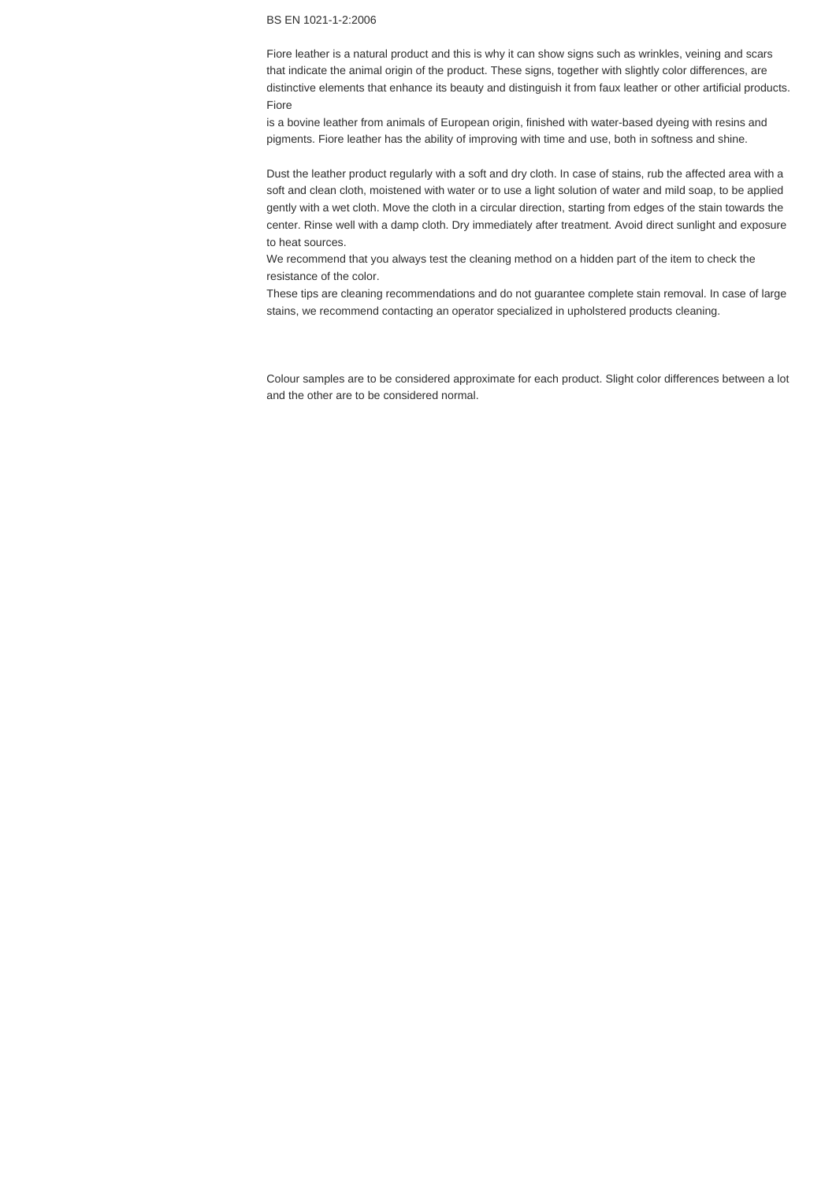BS EN 1021-1-2:2006

Fiore leather is a natural product and this is why it can show signs such as wrinkles, veining and scars that indicate the animal origin of the product. These signs, together with slightly color differences, are distinctive elements that enhance its beauty and distinguish it from faux leather or other artificial products. Fiore
is a bovine leather from animals of European origin, finished with water-based dyeing with resins and pigments. Fiore leather has the ability of improving with time and use, both in softness and shine.

Dust the leather product regularly with a soft and dry cloth. In case of stains, rub the affected area with a soft and clean cloth, moistened with water or to use a light solution of water and mild soap, to be applied gently with a wet cloth. Move the cloth in a circular direction, starting from edges of the stain towards the center. Rinse well with a damp cloth. Dry immediately after treatment. Avoid direct sunlight and exposure to heat sources.
We recommend that you always test the cleaning method on a hidden part of the item to check the resistance of the color.
These tips are cleaning recommendations and do not guarantee complete stain removal. In case of large stains, we recommend contacting an operator specialized in upholstered products cleaning.

Colour samples are to be considered approximate for each product. Slight color differences between a lot and the other are to be considered normal.